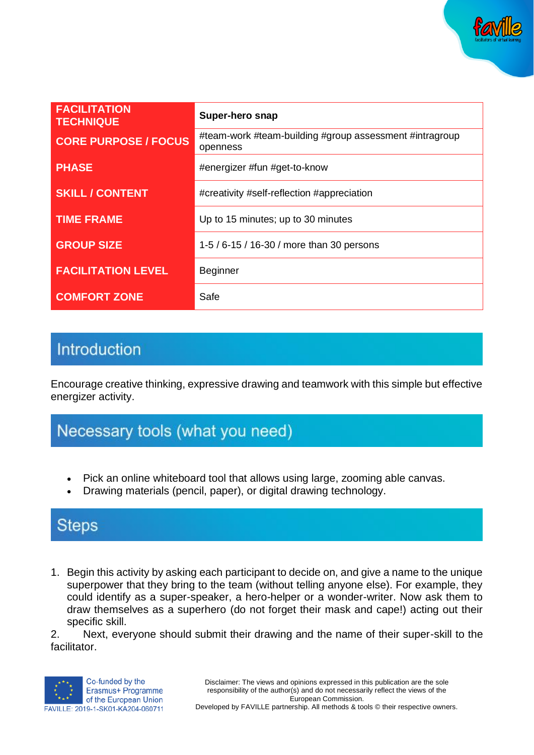| FACILITATION TECHNIQUE | Super-hero snap |
|---|---|
| CORE PURPOSE / FOCUS | #team-work #team-building #group assessment #intragroup openness |
| PHASE | #energizer #fun #get-to-know |
| SKILL / CONTENT | #creativity #self-reflection #appreciation |
| TIME FRAME | Up to 15 minutes; up to 30 minutes |
| GROUP SIZE | 1-5 / 6-15 / 16-30 / more than 30 persons |
| FACILITATION LEVEL | Beginner |
| COMFORT ZONE | Safe |

## Introduction

Encourage creative thinking, expressive drawing and teamwork with this simple but effective energizer activity.

## Necessary tools (what you need)

- Pick an online whiteboard tool that allows using large, zooming able canvas.
- Drawing materials (pencil, paper), or digital drawing technology.

## Steps

1. Begin this activity by asking each participant to decide on, and give a name to the unique superpower that they bring to the team (without telling anyone else). For example, they could identify as a super-speaker, a hero-helper or a wonder-writer. Now ask them to draw themselves as a superhero (do not forget their mask and cape!) acting out their specific skill.
2. Next, everyone should submit their drawing and the name of their super-skill to the facilitator.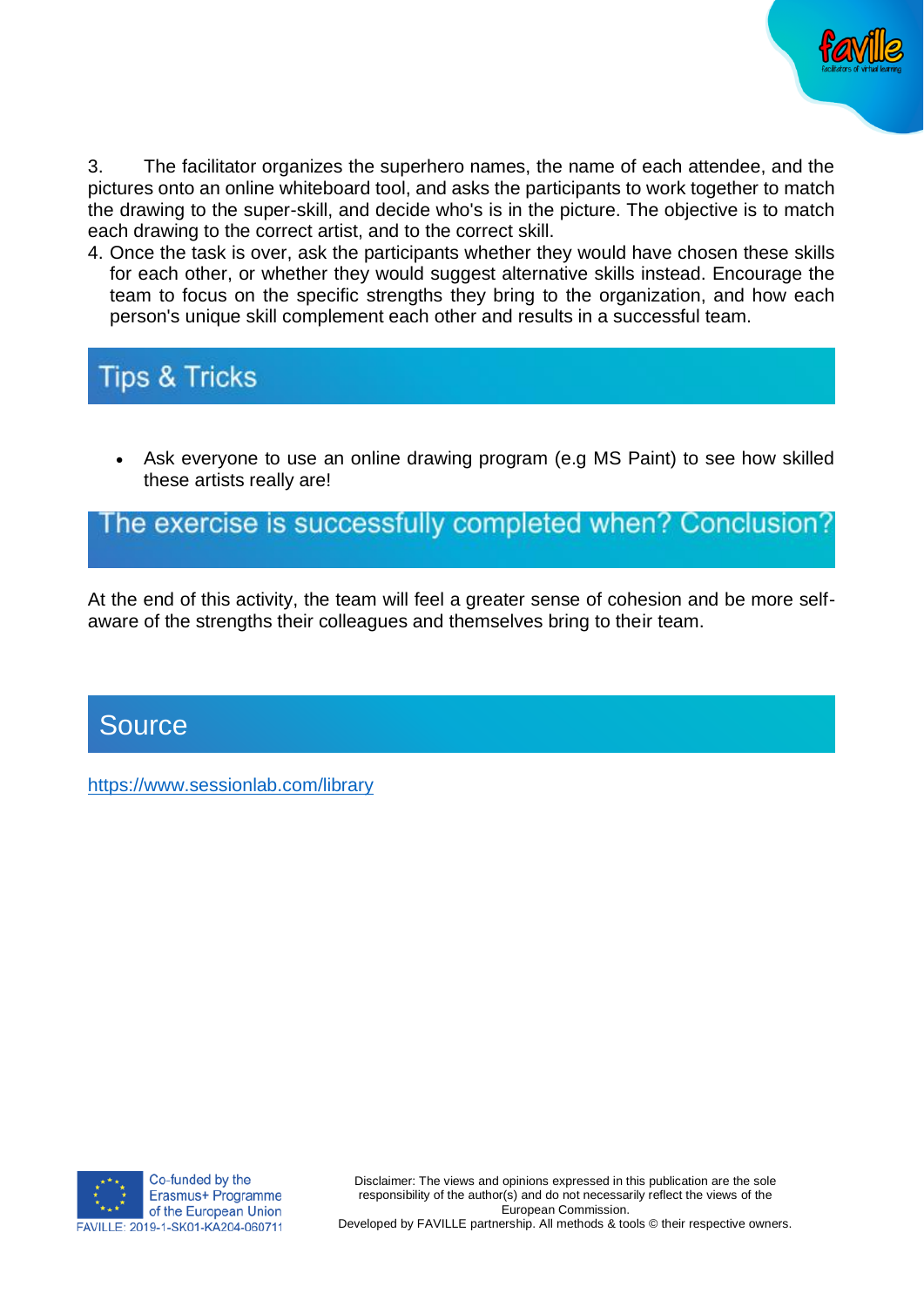3. The facilitator organizes the superhero names, the name of each attendee, and the pictures onto an online whiteboard tool, and asks the participants to work together to match the drawing to the super-skill, and decide who's is in the picture. The objective is to match each drawing to the correct artist, and to the correct skill.
4. Once the task is over, ask the participants whether they would have chosen these skills for each other, or whether they would suggest alternative skills instead. Encourage the team to focus on the specific strengths they bring to the organization, and how each person's unique skill complement each other and results in a successful team.

## Tips & Tricks

- Ask everyone to use an online drawing program (e.g MS Paint) to see how skilled these artists really are!

## The exercise is successfully completed when? Conclusion?

At the end of this activity, the team will feel a greater sense of cohesion and be more self-aware of the strengths their colleagues and themselves bring to their team.

## Source

https://www.sessionlab.com/library

Co-funded by the Erasmus+ Programme of the European Union
FAVILLE: 2019-1-SK01-KA204-060711

Disclaimer: The views and opinions expressed in this publication are the sole responsibility of the author(s) and do not necessarily reflect the views of the European Commission.
Developed by FAVILLE partnership. All methods & tools © their respective owners.